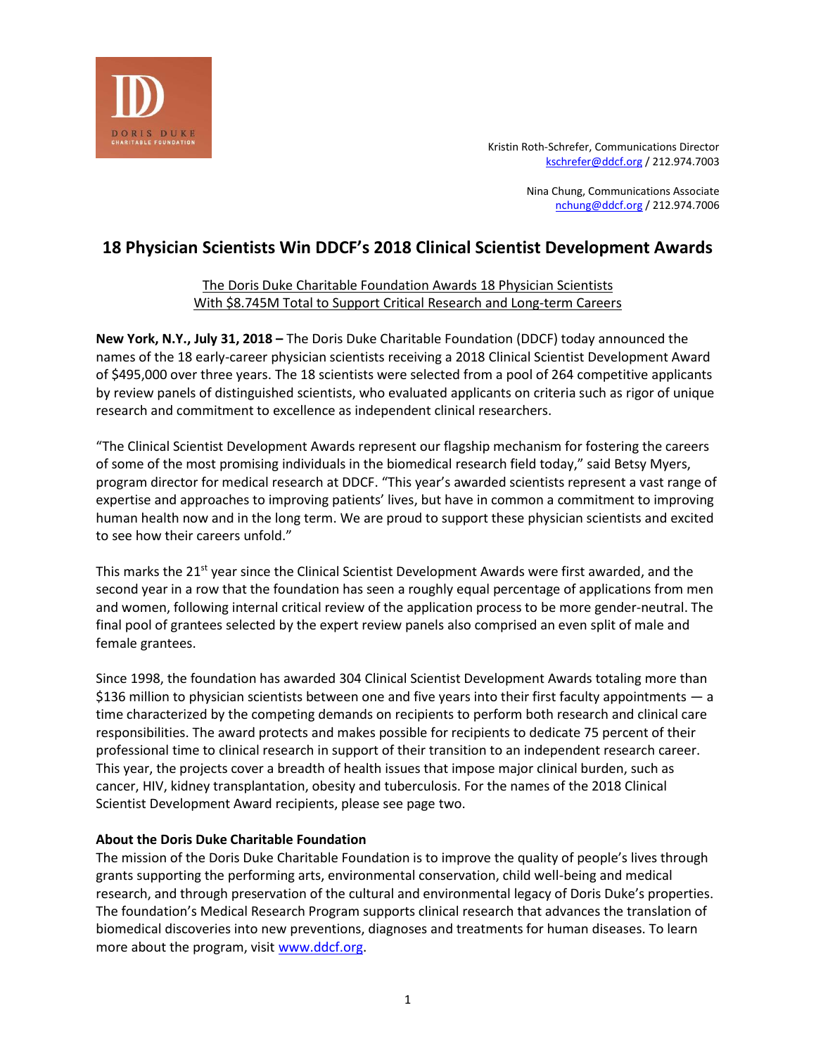Kristin Roth-Schrefer, Communications Director
kschrefer@ddcf.org / 212.974.7003

Nina Chung, Communications Associate
nchung@ddcf.org / 212.974.7006

# 18 Physician Scientists Win DDCF's 2018 Clinical Scientist Development Awards

The Doris Duke Charitable Foundation Awards 18 Physician Scientists
With $8.745M Total to Support Critical Research and Long-term Careers

**New York, N.Y., July 31, 2018 –** The Doris Duke Charitable Foundation (DDCF) today announced the names of the 18 early-career physician scientists receiving a 2018 Clinical Scientist Development Award of $495,000 over three years. The 18 scientists were selected from a pool of 264 competitive applicants by review panels of distinguished scientists, who evaluated applicants on criteria such as rigor of unique research and commitment to excellence as independent clinical researchers.

"The Clinical Scientist Development Awards represent our flagship mechanism for fostering the careers of some of the most promising individuals in the biomedical research field today," said Betsy Myers, program director for medical research at DDCF. "This year's awarded scientists represent a vast range of expertise and approaches to improving patients' lives, but have in common a commitment to improving human health now and in the long term. We are proud to support these physician scientists and excited to see how their careers unfold."

This marks the 21st year since the Clinical Scientist Development Awards were first awarded, and the second year in a row that the foundation has seen a roughly equal percentage of applications from men and women, following internal critical review of the application process to be more gender-neutral. The final pool of grantees selected by the expert review panels also comprised an even split of male and female grantees.

Since 1998, the foundation has awarded 304 Clinical Scientist Development Awards totaling more than $136 million to physician scientists between one and five years into their first faculty appointments — a time characterized by the competing demands on recipients to perform both research and clinical care responsibilities. The award protects and makes possible for recipients to dedicate 75 percent of their professional time to clinical research in support of their transition to an independent research career. This year, the projects cover a breadth of health issues that impose major clinical burden, such as cancer, HIV, kidney transplantation, obesity and tuberculosis. For the names of the 2018 Clinical Scientist Development Award recipients, please see page two.

**About the Doris Duke Charitable Foundation**
The mission of the Doris Duke Charitable Foundation is to improve the quality of people's lives through grants supporting the performing arts, environmental conservation, child well-being and medical research, and through preservation of the cultural and environmental legacy of Doris Duke's properties. The foundation's Medical Research Program supports clinical research that advances the translation of biomedical discoveries into new preventions, diagnoses and treatments for human diseases. To learn more about the program, visit www.ddcf.org.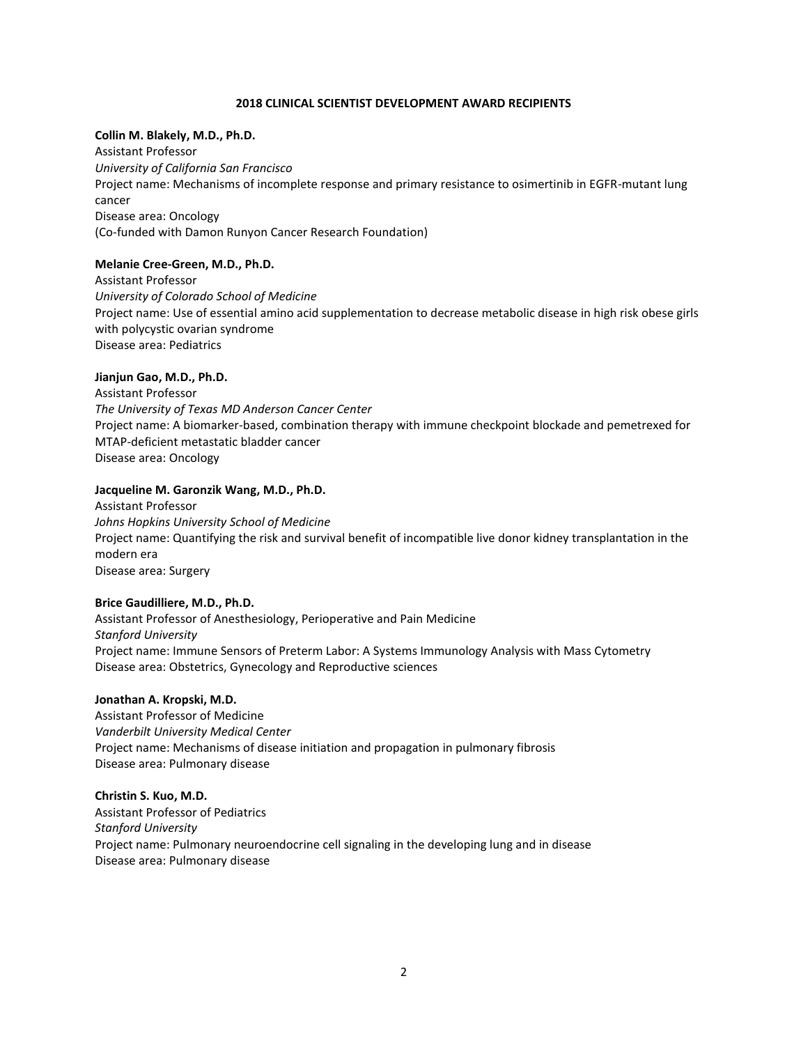## 2018 CLINICAL SCIENTIST DEVELOPMENT AWARD RECIPIENTS

**Collin M. Blakely, M.D., Ph.D.**
Assistant Professor
*University of California San Francisco*
Project name: Mechanisms of incomplete response and primary resistance to osimertinib in EGFR-mutant lung cancer
Disease area: Oncology
(Co-funded with Damon Runyon Cancer Research Foundation)

**Melanie Cree-Green, M.D., Ph.D.**
Assistant Professor
*University of Colorado School of Medicine*
Project name: Use of essential amino acid supplementation to decrease metabolic disease in high risk obese girls with polycystic ovarian syndrome
Disease area: Pediatrics

**Jianjun Gao, M.D., Ph.D.**
Assistant Professor
*The University of Texas MD Anderson Cancer Center*
Project name: A biomarker-based, combination therapy with immune checkpoint blockade and pemetrexed for MTAP-deficient metastatic bladder cancer
Disease area: Oncology

**Jacqueline M. Garonzik Wang, M.D., Ph.D.**
Assistant Professor
*Johns Hopkins University School of Medicine*
Project name: Quantifying the risk and survival benefit of incompatible live donor kidney transplantation in the modern era
Disease area: Surgery

**Brice Gaudilliere, M.D., Ph.D.**
Assistant Professor of Anesthesiology, Perioperative and Pain Medicine
*Stanford University*
Project name: Immune Sensors of Preterm Labor: A Systems Immunology Analysis with Mass Cytometry
Disease area: Obstetrics, Gynecology and Reproductive sciences

**Jonathan A. Kropski, M.D.**
Assistant Professor of Medicine
*Vanderbilt University Medical Center*
Project name: Mechanisms of disease initiation and propagation in pulmonary fibrosis
Disease area: Pulmonary disease

**Christin S. Kuo, M.D.**
Assistant Professor of Pediatrics
*Stanford University*
Project name: Pulmonary neuroendocrine cell signaling in the developing lung and in disease
Disease area: Pulmonary disease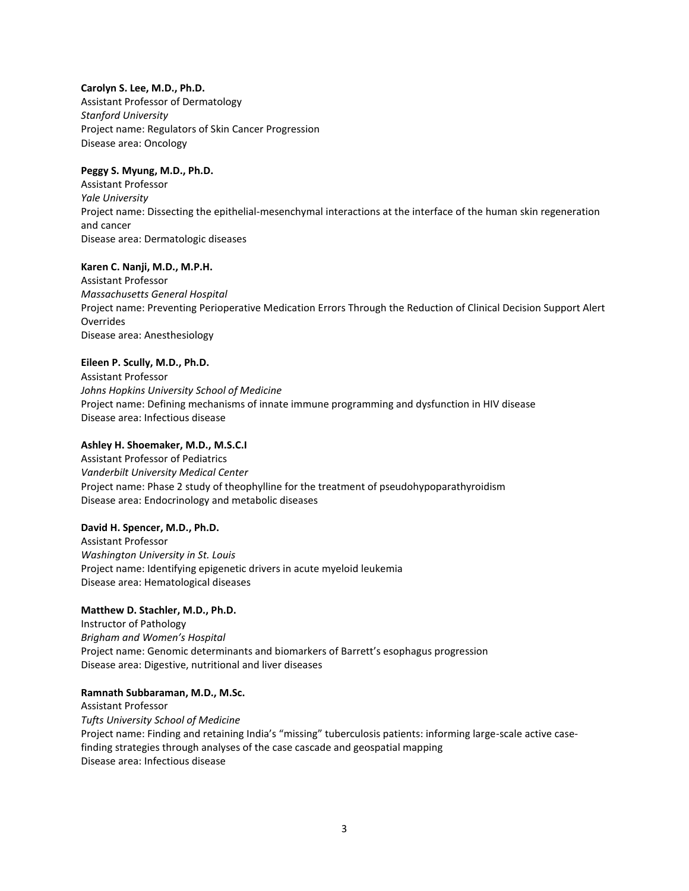**Carolyn S. Lee, M.D., Ph.D.**
Assistant Professor of Dermatology
*Stanford University*
Project name: Regulators of Skin Cancer Progression
Disease area: Oncology

**Peggy S. Myung, M.D., Ph.D.**
Assistant Professor
*Yale University*
Project name: Dissecting the epithelial-mesenchymal interactions at the interface of the human skin regeneration and cancer
Disease area: Dermatologic diseases

**Karen C. Nanji, M.D., M.P.H.**
Assistant Professor
*Massachusetts General Hospital*
Project name: Preventing Perioperative Medication Errors Through the Reduction of Clinical Decision Support Alert Overrides
Disease area: Anesthesiology

**Eileen P. Scully, M.D., Ph.D.**
Assistant Professor
*Johns Hopkins University School of Medicine*
Project name: Defining mechanisms of innate immune programming and dysfunction in HIV disease
Disease area: Infectious disease

**Ashley H. Shoemaker, M.D., M.S.C.I**
Assistant Professor of Pediatrics
*Vanderbilt University Medical Center*
Project name: Phase 2 study of theophylline for the treatment of pseudohypoparathyroidism
Disease area: Endocrinology and metabolic diseases

**David H. Spencer, M.D., Ph.D.**
Assistant Professor
*Washington University in St. Louis*
Project name: Identifying epigenetic drivers in acute myeloid leukemia
Disease area: Hematological diseases

**Matthew D. Stachler, M.D., Ph.D.**
Instructor of Pathology
*Brigham and Women's Hospital*
Project name: Genomic determinants and biomarkers of Barrett's esophagus progression
Disease area: Digestive, nutritional and liver diseases

**Ramnath Subbaraman, M.D., M.Sc.**
Assistant Professor
*Tufts University School of Medicine*
Project name: Finding and retaining India's "missing" tuberculosis patients: informing large-scale active case-finding strategies through analyses of the case cascade and geospatial mapping
Disease area: Infectious disease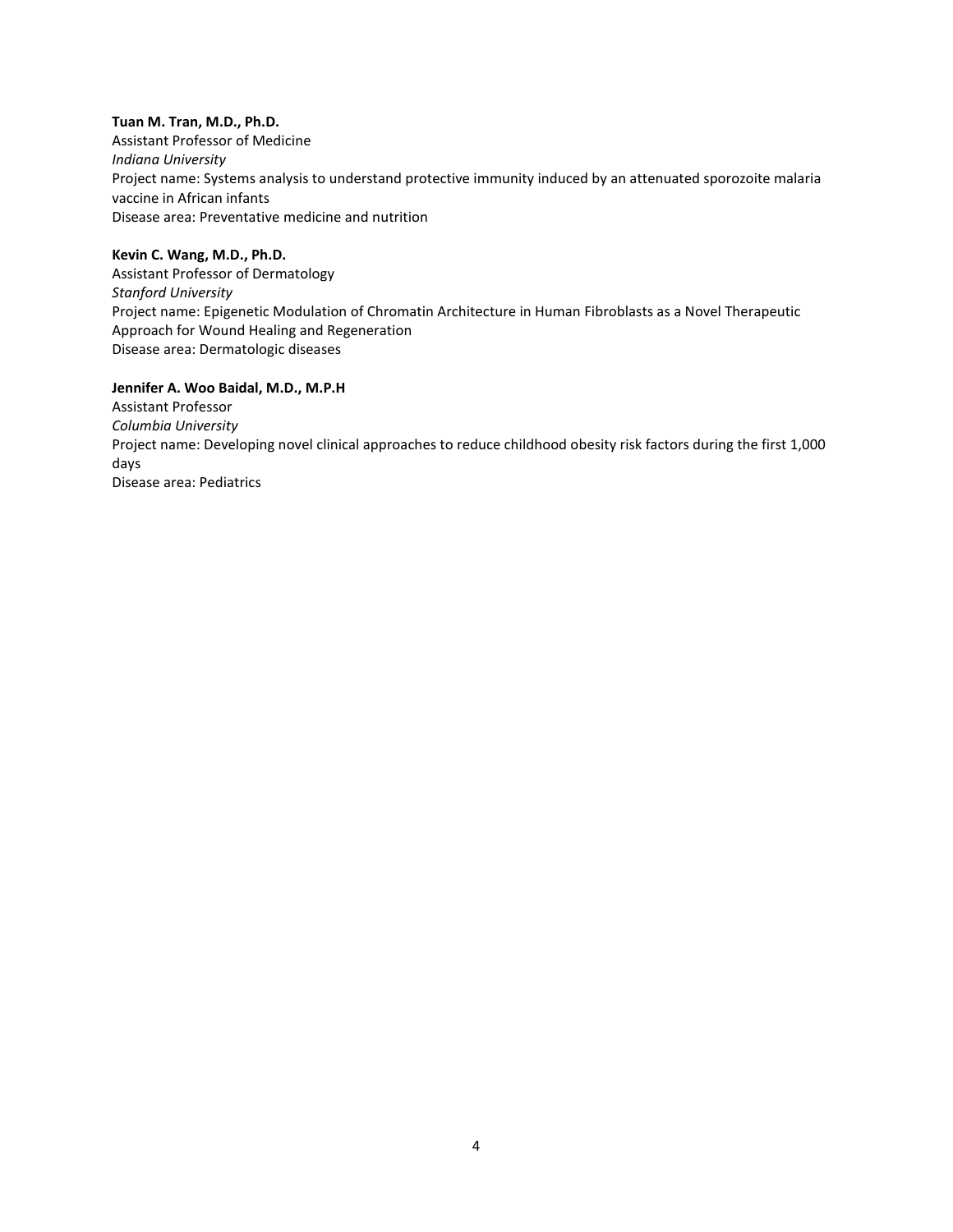**Tuan M. Tran, M.D., Ph.D.**
Assistant Professor of Medicine
*Indiana University*
Project name: Systems analysis to understand protective immunity induced by an attenuated sporozoite malaria vaccine in African infants
Disease area: Preventative medicine and nutrition

**Kevin C. Wang, M.D., Ph.D.**
Assistant Professor of Dermatology
*Stanford University*
Project name: Epigenetic Modulation of Chromatin Architecture in Human Fibroblasts as a Novel Therapeutic Approach for Wound Healing and Regeneration
Disease area: Dermatologic diseases

**Jennifer A. Woo Baidal, M.D., M.P.H**
Assistant Professor
*Columbia University*
Project name: Developing novel clinical approaches to reduce childhood obesity risk factors during the first 1,000 days
Disease area: Pediatrics